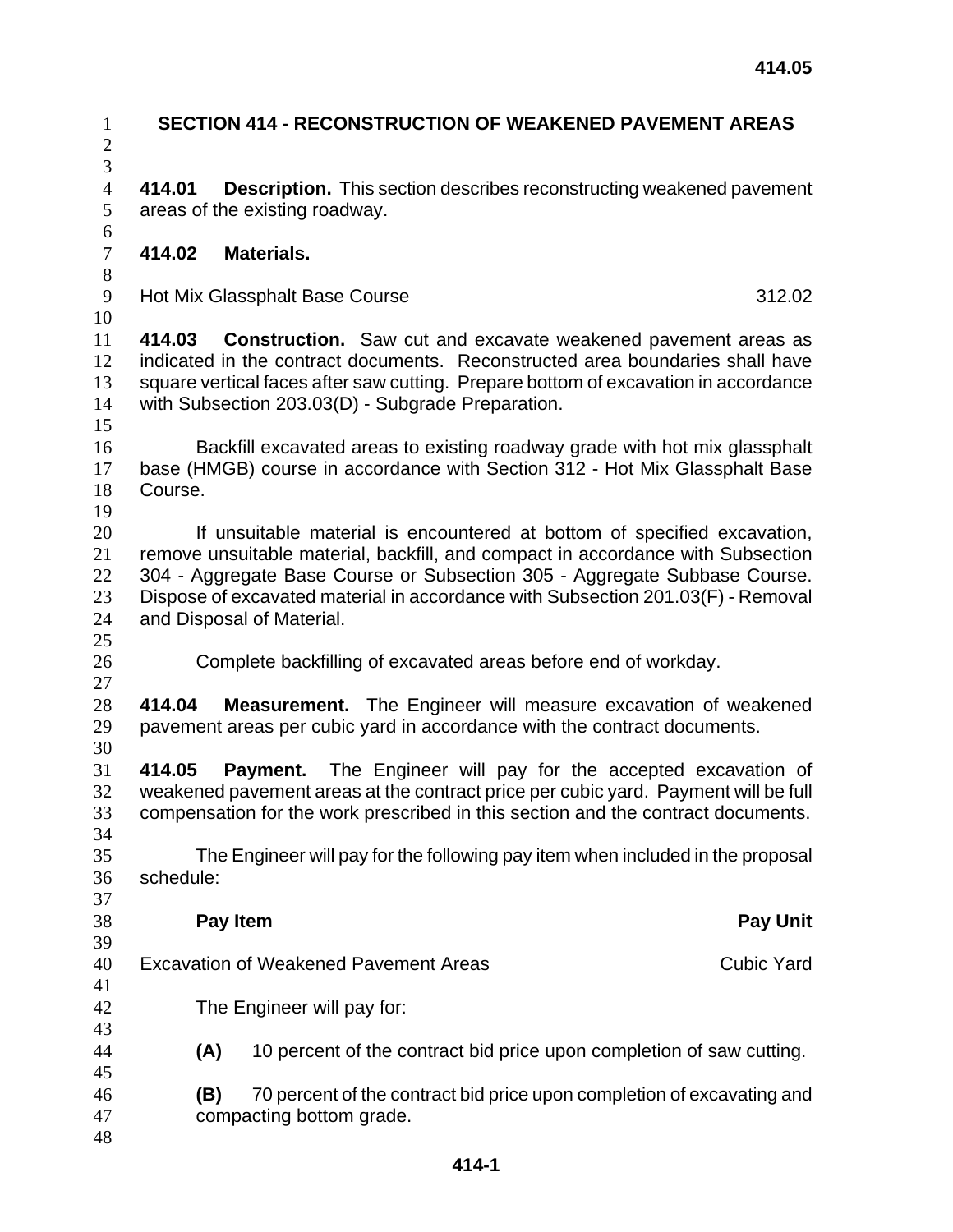# SECTION 414 - RECONSTRUCTION OF WEAKENED PAVEMENT AREAS

**414.01 Description.** This section describes reconstructing weakened pavement areas of the existing roadway.

**414.02 Materials.**

| | |
|---|---|
| Hot Mix Glassphalt Base Course | 312.02 |

**414.03 Construction.** Saw cut and excavate weakened pavement areas as indicated in the contract documents. Reconstructed area boundaries shall have square vertical faces after saw cutting. Prepare bottom of excavation in accordance with Subsection 203.03(D) - Subgrade Preparation.

Backfill excavated areas to existing roadway grade with hot mix glassphalt base (HMGB) course in accordance with Section 312 - Hot Mix Glassphalt Base Course.

If unsuitable material is encountered at bottom of specified excavation, remove unsuitable material, backfill, and compact in accordance with Subsection 304 - Aggregate Base Course or Subsection 305 - Aggregate Subbase Course. Dispose of excavated material in accordance with Subsection 201.03(F) - Removal and Disposal of Material.

Complete backfilling of excavated areas before end of workday.

**414.04 Measurement.** The Engineer will measure excavation of weakened pavement areas per cubic yard in accordance with the contract documents.

**414.05 Payment.** The Engineer will pay for the accepted excavation of weakened pavement areas at the contract price per cubic yard. Payment will be full compensation for the work prescribed in this section and the contract documents.

The Engineer will pay for the following pay item when included in the proposal schedule:

| **Pay Item** | **Pay Unit** |
|---|---|
| Excavation of Weakened Pavement Areas | Cubic Yard |

The Engineer will pay for:

**(A)** 10 percent of the contract bid price upon completion of saw cutting.

**(B)** 70 percent of the contract bid price upon completion of excavating and compacting bottom grade.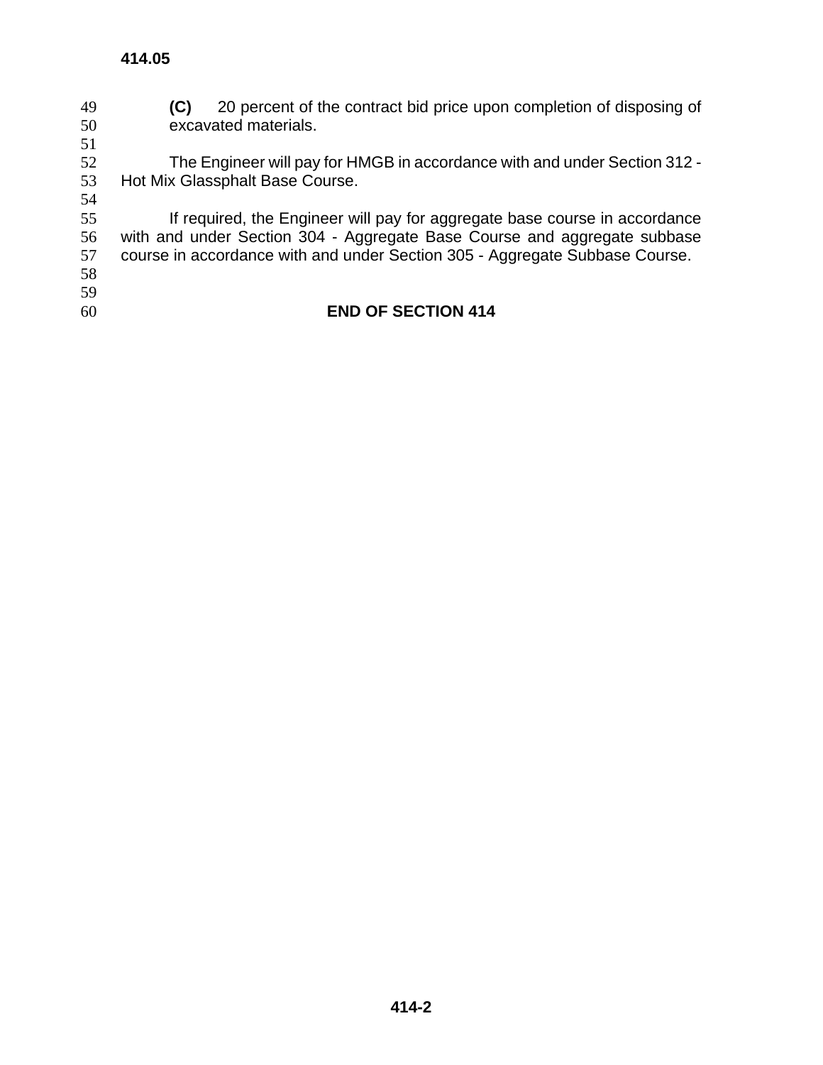**(C)** 20 percent of the contract bid price upon completion of disposing of excavated materials.

The Engineer will pay for HMGB in accordance with and under Section 312 - Hot Mix Glassphalt Base Course.

If required, the Engineer will pay for aggregate base course in accordance with and under Section 304 - Aggregate Base Course and aggregate subbase course in accordance with and under Section 305 - Aggregate Subbase Course.

**END OF SECTION 414**